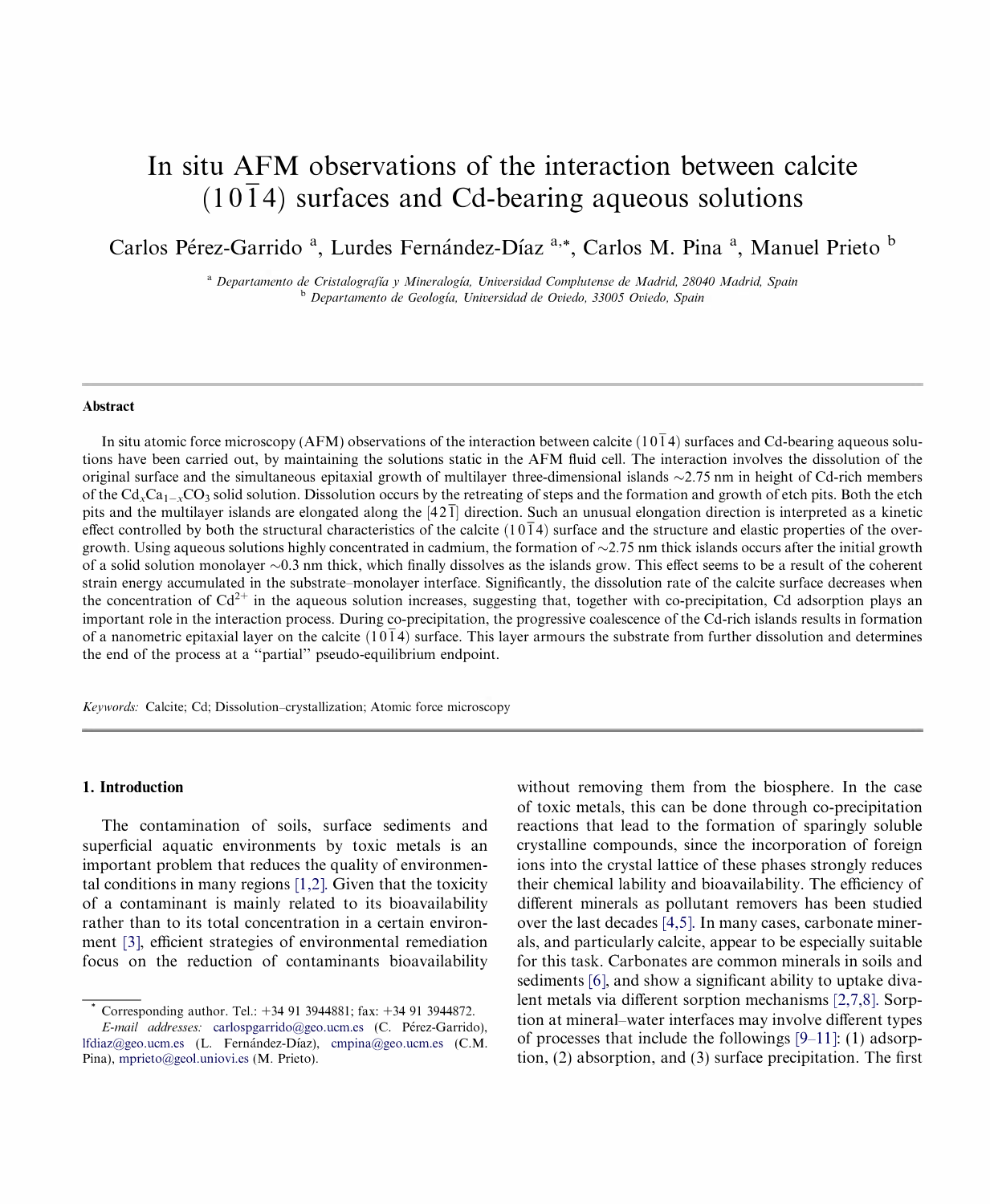# In situ AFM observations of the interaction between calcite $(10\bar{1}4)$ surfaces and Cd-bearing aqueous solutions

Carlos Pérez-Garrido [a], Lurdes Fernández-Díaz [a,*], Carlos M. Pina [a], Manuel Prieto [b]

[a] *Departamento de Cristalografía y Mineralogía, Universidad Complutense de Madrid, 28040 Madrid, Spain*
[b] *Departamento de Geología, Universidad de Oviedo, 33005 Oviedo, Spain*

## Abstract

In situ atomic force microscopy (AFM) observations of the interaction between calcite $(10\bar{1}4)$ surfaces and Cd-bearing aqueous solutions have been carried out, by maintaining the solutions static in the AFM fluid cell. The interaction involves the dissolution of the original surface and the simultaneous epitaxial growth of multilayer three-dimensional islands ~2.75 nm in height of Cd-rich members of the $Cd_xCa_{1-x}CO_3$ solid solution. Dissolution occurs by the retreating of steps and the formation and growth of etch pits. Both the etch pits and the multilayer islands are elongated along the $[42\bar{1}]$ direction. Such an unusual elongation direction is interpreted as a kinetic effect controlled by both the structural characteristics of the calcite $(10\bar{1}4)$ surface and the structure and elastic properties of the overgrowth. Using aqueous solutions highly concentrated in cadmium, the formation of ~2.75 nm thick islands occurs after the initial growth of a solid solution monolayer ~0.3 nm thick, which finally dissolves as the islands grow. This effect seems to be a result of the coherent strain energy accumulated in the substrate–monolayer interface. Significantly, the dissolution rate of the calcite surface decreases when the concentration of $Cd^{2+}$ in the aqueous solution increases, suggesting that, together with co-precipitation, Cd adsorption plays an important role in the interaction process. During co-precipitation, the progressive coalescence of the Cd-rich islands results in formation of a nanometric epitaxial layer on the calcite $(10\bar{1}4)$ surface. This layer armours the substrate from further dissolution and determines the end of the process at a "partial" pseudo-equilibrium endpoint.

*Keywords:* Calcite; Cd; Dissolution–crystallization; Atomic force microscopy

## 1. Introduction

The contamination of soils, surface sediments and superficial aquatic environments by toxic metals is an important problem that reduces the quality of environmental conditions in many regions [1,2]. Given that the toxicity of a contaminant is mainly related to its bioavailability rather than to its total concentration in a certain environment [3], efficient strategies of environmental remediation focus on the reduction of contaminants bioavailability without removing them from the biosphere. In the case of toxic metals, this can be done through co-precipitation reactions that lead to the formation of sparingly soluble crystalline compounds, since the incorporation of foreign ions into the crystal lattice of these phases strongly reduces their chemical lability and bioavailability. The efficiency of different minerals as pollutant removers has been studied over the last decades [4,5]. In many cases, carbonate minerals, and particularly calcite, appear to be especially suitable for this task. Carbonates are common minerals in soils and sediments [6], and show a significant ability to uptake divalent metals via different sorption mechanisms [2,7,8]. Sorption at mineral–water interfaces may involve different types of processes that include the followings [9–11]: (1) adsorption, (2) absorption, and (3) surface precipitation. The first

* Corresponding author. Tel.: +34 91 3944881; fax: +34 91 3944872.
*E-mail addresses:* carlospgarrido@geo.ucm.es (C. Pérez-Garrido), lfdiaz@geo.ucm.es (L. Fernández-Díaz), cmpina@geo.ucm.es (C.M. Pina), mprieto@geol.uniovi.es (M. Prieto).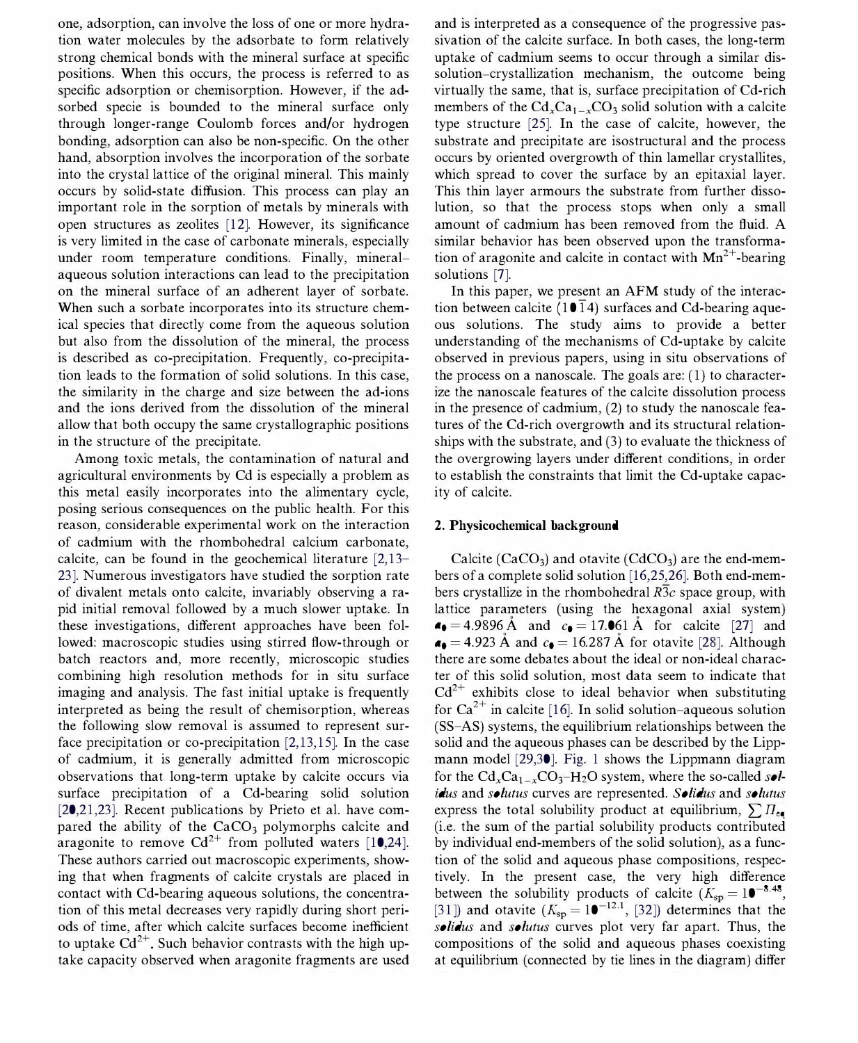one, adsorption, can involve the loss of one or more hydration water molecules by the adsorbate to form relatively strong chemical bonds with the mineral surface at specific positions. When this occurs, the process is referred to as specific adsorption or chemisorption. However, if the adsorbed specie is bounded to the mineral surface only through longer-range Coulomb forces and/or hydrogen bonding, adsorption can also be non-specific. On the other hand, absorption involves the incorporation of the sorbate into the crystal lattice of the original mineral. This mainly occurs by solid-state diffusion. This process can play an important role in the sorption of metals by minerals with open structures as zeolites [12]. However, its significance is very limited in the case of carbonate minerals, especially under room temperature conditions. Finally, mineral–aqueous solution interactions can lead to the precipitation on the mineral surface of an adherent layer of sorbate. When such a sorbate incorporates into its structure chemical species that directly come from the aqueous solution but also from the dissolution of the mineral, the process is described as co-precipitation. Frequently, co-precipitation leads to the formation of solid solutions. In this case, the similarity in the charge and size between the ad-ions and the ions derived from the dissolution of the mineral allow that both occupy the same crystallographic positions in the structure of the precipitate.

Among toxic metals, the contamination of natural and agricultural environments by Cd is especially a problem as this metal easily incorporates into the alimentary cycle, posing serious consequences on the public health. For this reason, considerable experimental work on the interaction of cadmium with the rhombohedral calcium carbonate, calcite, can be found in the geochemical literature [2,13–23]. Numerous investigators have studied the sorption rate of divalent metals onto calcite, invariably observing a rapid initial removal followed by a much slower uptake. In these investigations, different approaches have been followed: macroscopic studies using stirred flow-through or batch reactors and, more recently, microscopic studies combining high resolution methods for in situ surface imaging and analysis. The fast initial uptake is frequently interpreted as being the result of chemisorption, whereas the following slow removal is assumed to represent surface precipitation or co-precipitation [2,13,15]. In the case of cadmium, it is generally admitted from microscopic observations that long-term uptake by calcite occurs via surface precipitation of a Cd-bearing solid solution [20,21,23]. Recent publications by Prieto et al. have compared the ability of the $CaCO_3$ polymorphs calcite and aragonite to remove $Cd^{2+}$ from polluted waters [10,24]. These authors carried out macroscopic experiments, showing that when fragments of calcite crystals are placed in contact with Cd-bearing aqueous solutions, the concentration of this metal decreases very rapidly during short periods of time, after which calcite surfaces become inefficient to uptake $Cd^{2+}$. Such behavior contrasts with the high uptake capacity observed when aragonite fragments are used and is interpreted as a consequence of the progressive passivation of the calcite surface. In both cases, the long-term uptake of cadmium seems to occur through a similar dissolution–crystallization mechanism, the outcome being virtually the same, that is, surface precipitation of Cd-rich members of the $Cd_xCa_{1-x}CO_3$ solid solution with a calcite type structure [25]. In the case of calcite, however, the substrate and precipitate are isostructural and the process occurs by oriented overgrowth of thin lamellar crystallites, which spread to cover the surface by an epitaxial layer. This thin layer armours the substrate from further dissolution, so that the process stops when only a small amount of cadmium has been removed from the fluid. A similar behavior has been observed upon the transformation of aragonite and calcite in contact with $Mn^{2+}$-bearing solutions [7].

In this paper, we present an AFM study of the interaction between calcite $(10\bar{1}4)$ surfaces and Cd-bearing aqueous solutions. The study aims to provide a better understanding of the mechanisms of Cd-uptake by calcite observed in previous papers, using in situ observations of the process on a nanoscale. The goals are: (1) to characterize the nanoscale features of the calcite dissolution process in the presence of cadmium, (2) to study the nanoscale features of the Cd-rich overgrowth and its structural relationships with the substrate, and (3) to evaluate the thickness of the overgrowing layers under different conditions, in order to establish the constraints that limit the Cd-uptake capacity of calcite.

## 2. Physicochemical background

Calcite ($CaCO_3$) and otavite ($CdCO_3$) are the end-members of a complete solid solution [16,25,26]. Both end-members crystallize in the rhombohedral $R\bar{3}c$ space group, with lattice parameters (using the hexagonal axial system) $a_0 = 4.9896$ Å and $c_0 = 17.061$ Å for calcite [27] and $a_0 = 4.923$ Å and $c_0 = 16.287$ Å for otavite [28]. Although there are some debates about the ideal or non-ideal character of this solid solution, most data seem to indicate that $Cd^{2+}$ exhibits close to ideal behavior when substituting for $Ca^{2+}$ in calcite [16]. In solid solution–aqueous solution (SS–AS) systems, the equilibrium relationships between the solid and the aqueous phases can be described by the Lippmann model [29,30]. Fig. 1 shows the Lippmann diagram for the $Cd_xCa_{1-x}CO_3$–$H_2O$ system, where the so-called *solidus* and *solutus* curves are represented. *Solidus* and *solutus* express the total solubility product at equilibrium, $\sum \Pi_{eq}$ (i.e. the sum of the partial solubility products contributed by individual end-members of the solid solution), as a function of the solid and aqueous phase compositions, respectively. In the present case, the very high difference between the solubility products of calcite ($K_{sp} = 10^{-8.48}$, [31]) and otavite ($K_{sp} = 10^{-12.1}$, [32]) determines that the *solidus* and *solutus* curves plot very far apart. Thus, the compositions of the solid and aqueous phases coexisting at equilibrium (connected by tie lines in the diagram) differ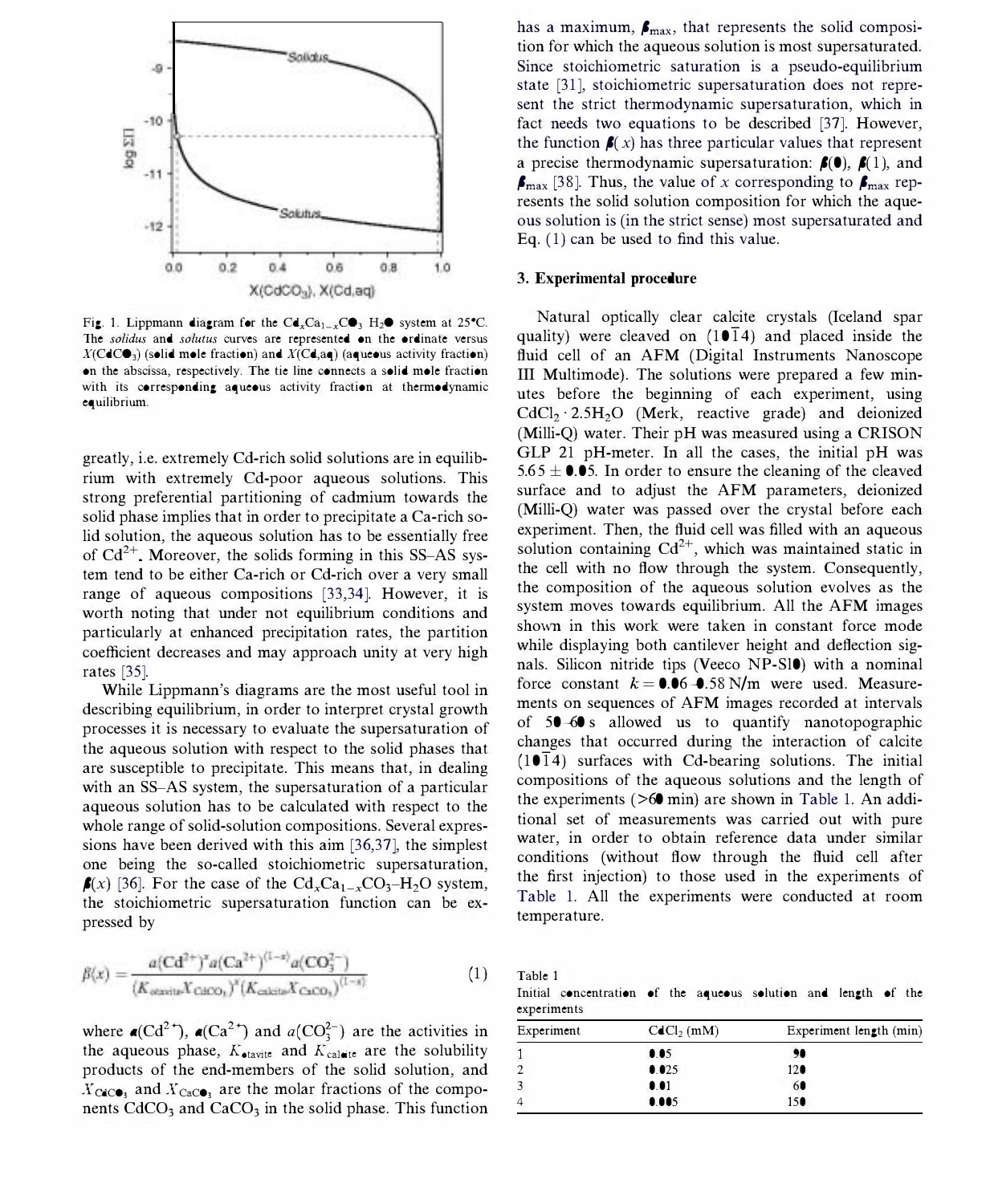Fig. 1. Lippmann diagram for the $Cd_xCa_{1-x}CO_3$ $H_2O$ system at 25°C. The *solidus* and *solutus* curves are represented on the ordinate versus $X(CdCO_3)$ (solid mole fraction) and $X(Cd,aq)$ (aqueous activity fraction) on the abscissa, respectively. The tie line connects a solid mole fraction with its corresponding aqueous activity fraction at thermodynamic equilibrium.

greatly, i.e. extremely Cd-rich solid solutions are in equilibrium with extremely Cd-poor aqueous solutions. This strong preferential partitioning of cadmium towards the solid phase implies that in order to precipitate a Ca-rich solid solution, the aqueous solution has to be essentially free of $Cd^{2+}$. Moreover, the solids forming in this SS–AS system tend to be either Ca-rich or Cd-rich over a very small range of aqueous compositions [33,34]. However, it is worth noting that under not equilibrium conditions and particularly at enhanced precipitation rates, the partition coefficient decreases and may approach unity at very high rates [35].

While Lippmann's diagrams are the most useful tool in describing equilibrium, in order to interpret crystal growth processes it is necessary to evaluate the supersaturation of the aqueous solution with respect to the solid phases that are susceptible to precipitate. This means that, in dealing with an SS–AS system, the supersaturation of a particular aqueous solution has to be calculated with respect to the whole range of solid-solution compositions. Several expressions have been derived with this aim [36,37], the simplest one being the so-called stoichiometric supersaturation, $\beta(x)$ [36]. For the case of the $Cd_xCa_{1-x}CO_3$–$H_2O$ system, the stoichiometric supersaturation function can be expressed by

$$\beta(x) = \frac{a(Cd^{2+})^x a(Ca^{2+})^{(1-x)} a(CO_3^{2-})}{(K_{otavite} X_{CdCO_3})^x (K_{calcite} X_{CaCO_3})^{(1-x)}} \quad (1)$$

where $a(Cd^{2+})$, $a(Ca^{2+})$ and $a(CO_3^{2-})$ are the activities in the aqueous phase, $K_{otavite}$ and $K_{calcite}$ are the solubility products of the end-members of the solid solution, and $X_{CdCO_3}$ and $X_{CaCO_3}$ are the molar fractions of the components $CdCO_3$ and $CaCO_3$ in the solid phase. This function has a maximum, $\beta_{max}$, that represents the solid composition for which the aqueous solution is most supersaturated. Since stoichiometric saturation is a pseudo-equilibrium state [31], stoichiometric supersaturation does not represent the strict thermodynamic supersaturation, which in fact needs two equations to be described [37]. However, the function $\beta(x)$ has three particular values that represent a precise thermodynamic supersaturation: $\beta(0)$, $\beta(1)$, and $\beta_{max}$ [38]. Thus, the value of $x$ corresponding to $\beta_{max}$ represents the solid solution composition for which the aqueous solution is (in the strict sense) most supersaturated and Eq. (1) can be used to find this value.

## 3. Experimental procedure

Natural optically clear calcite crystals (Iceland spar quality) were cleaved on $(10\bar{1}4)$ and placed inside the fluid cell of an AFM (Digital Instruments Nanoscope III Multimode). The solutions were prepared a few minutes before the beginning of each experiment, using $CdCl_2 \cdot 2.5H_2O$ (Merk, reactive grade) and deionized (Milli-Q) water. Their pH was measured using a CRISON GLP 21 pH-meter. In all the cases, the initial pH was $5.65 \pm 0.05$. In order to ensure the cleaning of the cleaved surface and to adjust the AFM parameters, deionized (Milli-Q) water was passed over the crystal before each experiment. Then, the fluid cell was filled with an aqueous solution containing $Cd^{2+}$, which was maintained static in the cell with no flow through the system. Consequently, the composition of the aqueous solution evolves as the system moves towards equilibrium. All the AFM images shown in this work were taken in constant force mode while displaying both cantilever height and deflection signals. Silicon nitride tips (Veeco NP-S10) with a nominal force constant $k = 0.06$–$0.58$ N/m were used. Measurements on sequences of AFM images recorded at intervals of 50–60 s allowed us to quantify nanotopographic changes that occurred during the interaction of calcite $(10\bar{1}4)$ surfaces with Cd-bearing solutions. The initial compositions of the aqueous solutions and the length of the experiments (>60 min) are shown in Table 1. An additional set of measurements was carried out with pure water, in order to obtain reference data under similar conditions (without flow through the fluid cell after the first injection) to those used in the experiments of Table 1. All the experiments were conducted at room temperature.

Table 1
Initial concentration of the aqueous solution and length of the experiments

| Experiment | $CdCl_2$ (mM) | Experiment length (min) |
|---|---|---|
| 1 | 0.05 | 90 |
| 2 | 0.025 | 120 |
| 3 | 0.01 | 60 |
| 4 | 0.005 | 150 |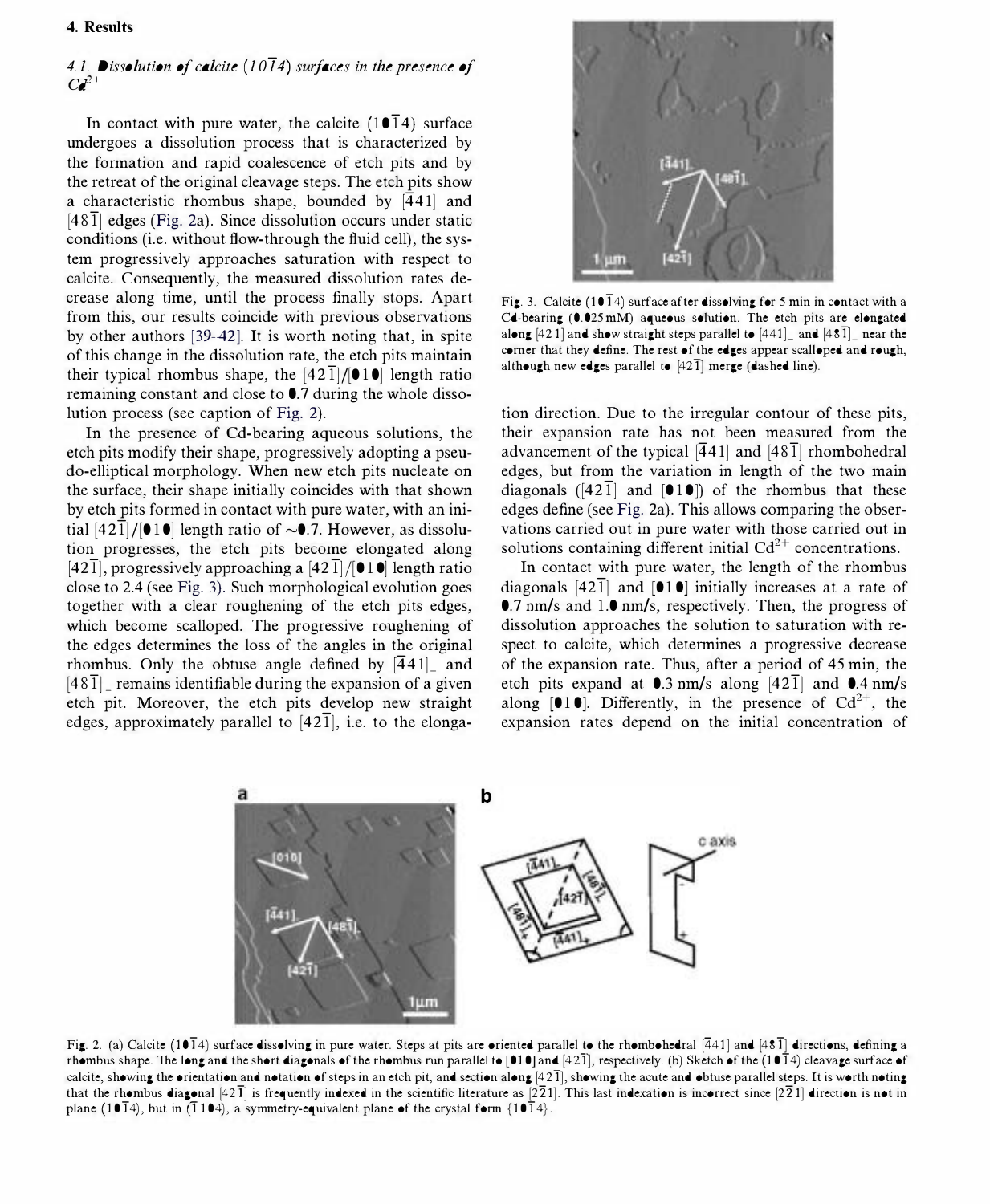## 4. Results

### 4.1. Dissolution of calcite $(10\bar{1}4)$ surfaces in the presence of $Cd^{2+}$

In contact with pure water, the calcite $(10\bar{1}4)$ surface undergoes a dissolution process that is characterized by the formation and rapid coalescence of etch pits and by the retreat of the original cleavage steps. The etch pits show a characteristic rhombus shape, bounded by $[\bar{4}41]$ and $[48\bar{1}]$ edges (Fig. 2a). Since dissolution occurs under static conditions (i.e. without flow-through the fluid cell), the system progressively approaches saturation with respect to calcite. Consequently, the measured dissolution rates decrease along time, until the process finally stops. Apart from this, our results coincide with previous observations by other authors [39–42]. It is worth noting that, in spite of this change in the dissolution rate, the etch pits maintain their typical rhombus shape, the $[42\bar{1}]/[010]$ length ratio remaining constant and close to 0.7 during the whole dissolution process (see caption of Fig. 2).

In the presence of Cd-bearing aqueous solutions, the etch pits modify their shape, progressively adopting a pseudo-elliptical morphology. When new etch pits nucleate on the surface, their shape initially coincides with that shown by etch pits formed in contact with pure water, with an initial $[42\bar{1}]/[010]$ length ratio of ~0.7. However, as dissolution progresses, the etch pits become elongated along $[42\bar{1}]$, progressively approaching a $[42\bar{1}]/[010]$ length ratio close to 2.4 (see Fig. 3). Such morphological evolution goes together with a clear roughening of the etch pits edges, which become scalloped. The progressive roughening of the edges determines the loss of the angles in the original rhombus. Only the obtuse angle defined by $[\bar{4}41]_-$ and $[48\bar{1}]_-$ remains identifiable during the expansion of a given etch pit. Moreover, the etch pits develop new straight edges, approximately parallel to $[42\bar{1}]$, i.e. to the elongation direction. Due to the irregular contour of these pits, their expansion rate has not been measured from the advancement of the typical $[\bar{4}41]$ and $[48\bar{1}]$ rhombohedral edges, but from the variation in length of the two main diagonals ($[42\bar{1}]$ and $[010]$) of the rhombus that these edges define (see Fig. 2a). This allows comparing the observations carried out in pure water with those carried out in solutions containing different initial $Cd^{2+}$ concentrations.

In contact with pure water, the length of the rhombus diagonals $[42\bar{1}]$ and $[010]$ initially increases at a rate of 0.7 nm/s and 1.0 nm/s, respectively. Then, the progress of dissolution approaches the solution to saturation with respect to calcite, which determines a progressive decrease of the expansion rate. Thus, after a period of 45 min, the etch pits expand at 0.3 nm/s along $[42\bar{1}]$ and 0.4 nm/s along $[010]$. Differently, in the presence of $Cd^{2+}$, the expansion rates depend on the initial concentration of

Fig. 3. Calcite $(10\bar{1}4)$ surface after dissolving for 5 min in contact with a Cd-bearing (0.025 mM) aqueous solution. The etch pits are elongated along $[42\bar{1}]$ and show straight steps parallel to $[\bar{4}41]_-$ and $[48\bar{1}]_-$ near the corner that they define. The rest of the edges appear scalloped and rough, although new edges parallel to $[42\bar{1}]$ merge (dashed line).

Fig. 2. (a) Calcite $(10\bar{1}4)$ surface dissolving in pure water. Steps at pits are oriented parallel to the rhombohedral $[\bar{4}41]$ and $[48\bar{1}]$ directions, defining a rhombus shape. The long and the short diagonals of the rhombus run parallel to $[010]$ and $[42\bar{1}]$, respectively. (b) Sketch of the $(10\bar{1}4)$ cleavage surface of calcite, showing the orientation and notation of steps in an etch pit, and section along $[42\bar{1}]$, showing the acute and obtuse parallel steps. It is worth noting that the rhombus diagonal $[42\bar{1}]$ is frequently indexed in the scientific literature as $[2\bar{2}1]$. This last indexation is incorrect since $[2\bar{2}1]$ direction is not in plane $(10\bar{1}4)$, but in $(\bar{1}104)$, a symmetry-equivalent plane of the crystal form $\{10\bar{1}4\}$.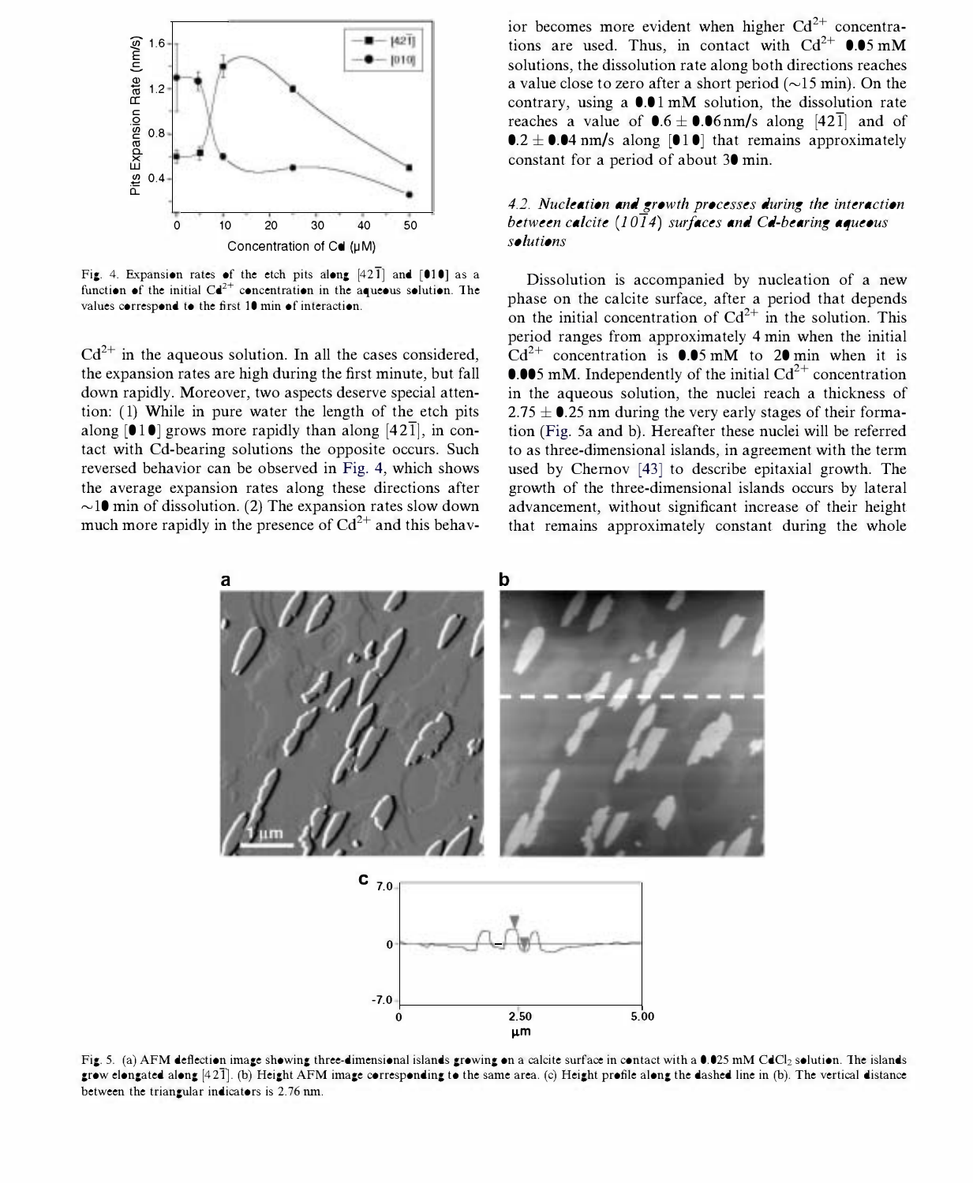Fig. 4. Expansion rates of the etch pits along $[42\bar{1}]$ and $[010]$ as a function of the initial $Cd^{2+}$ concentration in the aqueous solution. The values correspond to the first 10 min of interaction.

$Cd^{2+}$ in the aqueous solution. In all the cases considered, the expansion rates are high during the first minute, but fall down rapidly. Moreover, two aspects deserve special attention: (1) While in pure water the length of the etch pits along $[010]$ grows more rapidly than along $[42\bar{1}]$, in contact with Cd-bearing solutions the opposite occurs. Such reversed behavior can be observed in Fig. 4, which shows the average expansion rates along these directions after ~10 min of dissolution. (2) The expansion rates slow down much more rapidly in the presence of $Cd^{2+}$ and this behavior becomes more evident when higher $Cd^{2+}$ concentrations are used. Thus, in contact with $Cd^{2+}$ 0.05 mM solutions, the dissolution rate along both directions reaches a value close to zero after a short period (~15 min). On the contrary, using a 0.01 mM solution, the dissolution rate reaches a value of $0.6 \pm 0.06$ nm/s along $[42\bar{1}]$ and of $0.2 \pm 0.04$ nm/s along $[010]$ that remains approximately constant for a period of about 30 min.

### 4.2. Nucleation and growth processes during the interaction between calcite $(10\bar{1}4)$ surfaces and Cd-bearing aqueous solutions

Dissolution is accompanied by nucleation of a new phase on the calcite surface, after a period that depends on the initial concentration of $Cd^{2+}$ in the solution. This period ranges from approximately 4 min when the initial $Cd^{2+}$ concentration is 0.05 mM to 20 min when it is 0.005 mM. Independently of the initial $Cd^{2+}$ concentration in the aqueous solution, the nuclei reach a thickness of $2.75 \pm 0.25$ nm during the very early stages of their formation (Fig. 5a and b). Hereafter these nuclei will be referred to as three-dimensional islands, in agreement with the term used by Chernov [43] to describe epitaxial growth. The growth of the three-dimensional islands occurs by lateral advancement, without significant increase of their height that remains approximately constant during the whole

Fig. 5. (a) AFM deflection image showing three-dimensional islands growing on a calcite surface in contact with a 0.025 mM $CdCl_2$ solution. The islands grow elongated along $[42\bar{1}]$. (b) Height AFM image corresponding to the same area. (c) Height profile along the dashed line in (b). The vertical distance between the triangular indicators is 2.76 nm.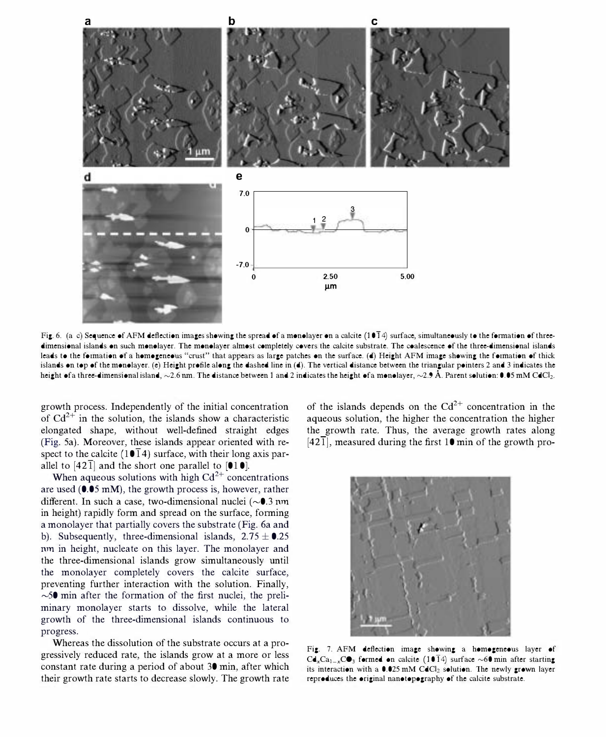Fig. 6. (a–c) Sequence of AFM deflection images showing the spread of a monolayer on a calcite $(10\bar{1}4)$ surface, simultaneously to the formation of three-dimensional islands on such monolayer. The monolayer almost completely covers the calcite substrate. The coalescence of the three-dimensional islands leads to the formation of a homogeneous "crust" that appears as large patches on the surface. (d) Height AFM image showing the formation of thick islands on top of the monolayer. (e) Height profile along the dashed line in (d). The vertical distance between the triangular pointers 2 and 3 indicates the height of a three-dimensional island, ~2.6 nm. The distance between 1 and 2 indicates the height of a monolayer, ~2.9 Å. Parent solution: 0.05 mM $CdCl_2$.

growth process. Independently of the initial concentration of $Cd^{2+}$ in the solution, the islands show a characteristic elongated shape, without well-defined straight edges (Fig. 5a). Moreover, these islands appear oriented with respect to the calcite $(10\bar{1}4)$ surface, with their long axis parallel to $[42\bar{1}]$ and the short one parallel to [010].

When aqueous solutions with high $Cd^{2+}$ concentrations are used (0.05 mM), the growth process is, however, rather different. In such a case, two-dimensional nuclei (~0.3 nm in height) rapidly form and spread on the surface, forming a monolayer that partially covers the substrate (Fig. 6a and b). Subsequently, three-dimensional islands, $2.75 \pm 0.25$ nm in height, nucleate on this layer. The monolayer and the three-dimensional islands grow simultaneously until the monolayer completely covers the calcite surface, preventing further interaction with the solution. Finally, ~50 min after the formation of the first nuclei, the preliminary monolayer starts to dissolve, while the lateral growth of the three-dimensional islands continuous to progress.

Whereas the dissolution of the substrate occurs at a progressively reduced rate, the islands grow at a more or less constant rate during a period of about 30 min, after which their growth rate starts to decrease slowly. The growth rate of the islands depends on the $Cd^{2+}$ concentration in the aqueous solution, the higher the concentration the higher the growth rate. Thus, the average growth rates along $[42\bar{1}]$, measured during the first 10 min of the growth pro-

Fig. 7. AFM deflection image showing a homogeneous layer of $Cd_xCa_{1-x}CO_3$ formed on calcite $(10\bar{1}4)$ surface ~60 min after starting its interaction with a 0.025 mM $CdCl_2$ solution. The newly grown layer reproduces the original nanotopography of the calcite substrate.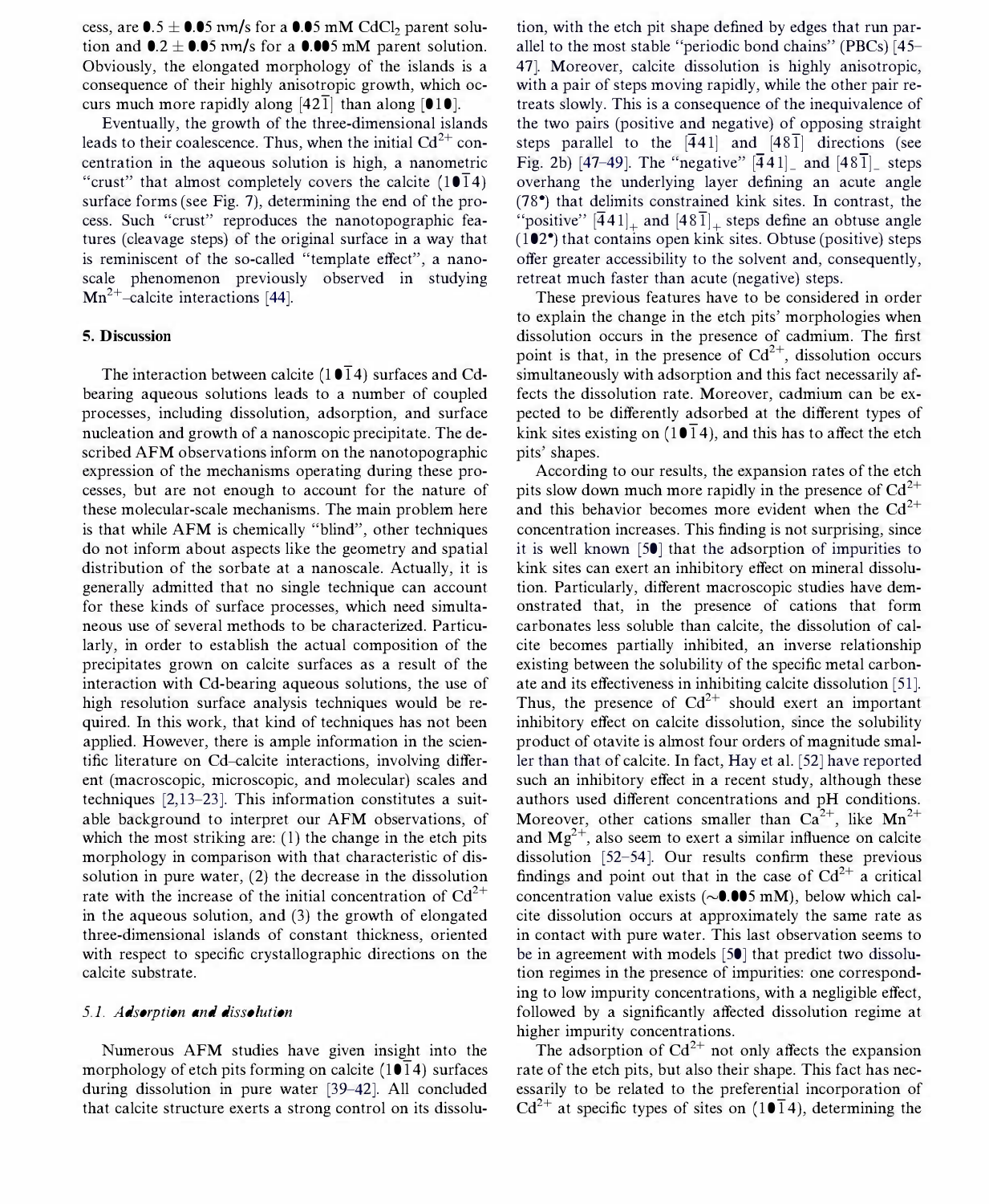cess, are 0.5 ± 0.05 nm/s for a 0.05 mM $CdCl_2$ parent solution and 0.2 ± 0.05 nm/s for a 0.005 mM parent solution. Obviously, the elongated morphology of the islands is a consequence of their highly anisotropic growth, which occurs much more rapidly along $[42\bar{1}]$ than along [010].

Eventually, the growth of the three-dimensional islands leads to their coalescence. Thus, when the initial $Cd^{2+}$ concentration in the aqueous solution is high, a nanometric "crust" that almost completely covers the calcite $(10\bar{1}4)$ surface forms (see Fig. 7), determining the end of the process. Such "crust" reproduces the nanotopographic features (cleavage steps) of the original surface in a way that is reminiscent of the so-called "template effect", a nanoscale phenomenon previously observed in studying $Mn^{2+}$–calcite interactions [44].

## 5. Discussion

The interaction between calcite $(10\bar{1}4)$ surfaces and Cd-bearing aqueous solutions leads to a number of coupled processes, including dissolution, adsorption, and surface nucleation and growth of a nanoscopic precipitate. The described AFM observations inform on the nanotopographic expression of the mechanisms operating during these processes, but are not enough to account for the nature of these molecular-scale mechanisms. The main problem here is that while AFM is chemically "blind", other techniques do not inform about aspects like the geometry and spatial distribution of the sorbate at a nanoscale. Actually, it is generally admitted that no single technique can account for these kinds of surface processes, which need simultaneous use of several methods to be characterized. Particularly, in order to establish the actual composition of the precipitates grown on calcite surfaces as a result of the interaction with Cd-bearing aqueous solutions, the use of high resolution surface analysis techniques would be required. In this work, that kind of techniques has not been applied. However, there is ample information in the scientific literature on Cd–calcite interactions, involving different (macroscopic, microscopic, and molecular) scales and techniques [2,13–23]. This information constitutes a suitable background to interpret our AFM observations, of which the most striking are: (1) the change in the etch pits morphology in comparison with that characteristic of dissolution in pure water, (2) the decrease in the dissolution rate with the increase of the initial concentration of $Cd^{2+}$ in the aqueous solution, and (3) the growth of elongated three-dimensional islands of constant thickness, oriented with respect to specific crystallographic directions on the calcite substrate.

### 5.1. Adsorption and dissolution

Numerous AFM studies have given insight into the morphology of etch pits forming on calcite $(10\bar{1}4)$ surfaces during dissolution in pure water [39–42]. All concluded that calcite structure exerts a strong control on its dissolution, with the etch pit shape defined by edges that run parallel to the most stable "periodic bond chains" (PBCs) [45–47]. Moreover, calcite dissolution is highly anisotropic, with a pair of steps moving rapidly, while the other pair retreats slowly. This is a consequence of the inequivalence of the two pairs (positive and negative) of opposing straight steps parallel to the $[\bar{4}41]$ and $[48\bar{1}]$ directions (see Fig. 2b) [47–49]. The "negative" $[\bar{4}41]_-$ and $[48\bar{1}]_-$ steps overhang the underlying layer defining an acute angle (78°) that delimits constrained kink sites. In contrast, the "positive" $[\bar{4}41]_+$ and $[48\bar{1}]_+$ steps define an obtuse angle (102°) that contains open kink sites. Obtuse (positive) steps offer greater accessibility to the solvent and, consequently, retreat much faster than acute (negative) steps.

These previous features have to be considered in order to explain the change in the etch pits' morphologies when dissolution occurs in the presence of cadmium. The first point is that, in the presence of $Cd^{2+}$, dissolution occurs simultaneously with adsorption and this fact necessarily affects the dissolution rate. Moreover, cadmium can be expected to be differently adsorbed at the different types of kink sites existing on $(10\bar{1}4)$, and this has to affect the etch pits' shapes.

According to our results, the expansion rates of the etch pits slow down much more rapidly in the presence of $Cd^{2+}$ and this behavior becomes more evident when the $Cd^{2+}$ concentration increases. This finding is not surprising, since it is well known [50] that the adsorption of impurities to kink sites can exert an inhibitory effect on mineral dissolution. Particularly, different macroscopic studies have demonstrated that, in the presence of cations that form carbonates less soluble than calcite, the dissolution of calcite becomes partially inhibited, an inverse relationship existing between the solubility of the specific metal carbonate and its effectiveness in inhibiting calcite dissolution [51]. Thus, the presence of $Cd^{2+}$ should exert an important inhibitory effect on calcite dissolution, since the solubility product of otavite is almost four orders of magnitude smaller than that of calcite. In fact, Hay et al. [52] have reported such an inhibitory effect in a recent study, although these authors used different concentrations and pH conditions. Moreover, other cations smaller than $Ca^{2+}$, like $Mn^{2+}$ and $Mg^{2+}$, also seem to exert a similar influence on calcite dissolution [52–54]. Our results confirm these previous findings and point out that in the case of $Cd^{2+}$ a critical concentration value exists (~0.005 mM), below which calcite dissolution occurs at approximately the same rate as in contact with pure water. This last observation seems to be in agreement with models [50] that predict two dissolution regimes in the presence of impurities: one corresponding to low impurity concentrations, with a negligible effect, followed by a significantly affected dissolution regime at higher impurity concentrations.

The adsorption of $Cd^{2+}$ not only affects the expansion rate of the etch pits, but also their shape. This fact has necessarily to be related to the preferential incorporation of $Cd^{2+}$ at specific types of sites on $(10\bar{1}4)$, determining the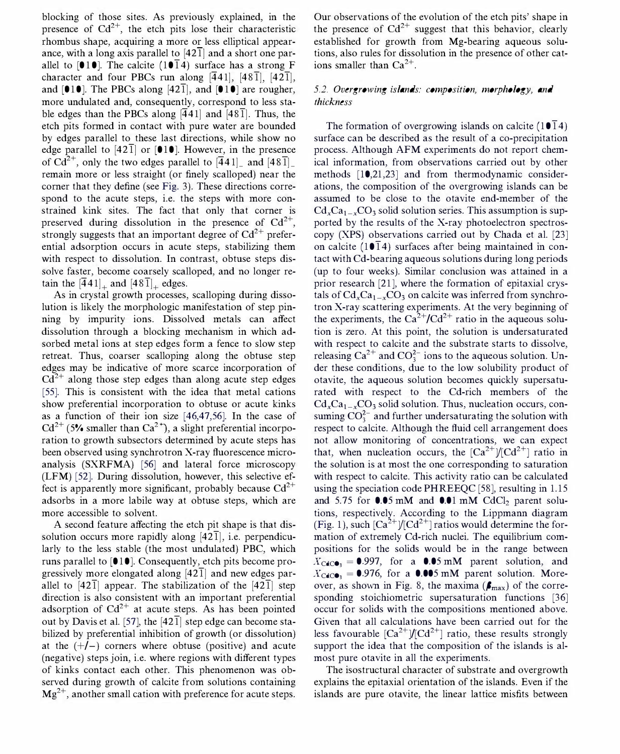blocking of those sites. As previously explained, in the presence of $Cd^{2+}$, the etch pits lose their characteristic rhombus shape, acquiring a more or less elliptical appearance, with a long axis parallel to $[42\bar{1}]$ and a short one parallel to $[010]$. The calcite $(10\bar{1}4)$ surface has a strong F character and four PBCs run along $[\bar{4}41]$, $[48\bar{1}]$, $[42\bar{1}]$, and $[010]$. The PBCs along $[42\bar{1}]$, and $[010]$ are rougher, more undulated and, consequently, correspond to less stable edges than the PBCs along $[\bar{4}41]$ and $[48\bar{1}]$. Thus, the etch pits formed in contact with pure water are bounded by edges parallel to these last directions, while show no edge parallel to $[42\bar{1}]$ or $[010]$. However, in the presence of $Cd^{2+}$, only the two edges parallel to $[\bar{4}41]_-$ and $[48\bar{1}]_-$ remain more or less straight (or finely scalloped) near the corner that they define (see Fig. 3). These directions correspond to the acute steps, i.e. the steps with more constrained kink sites. The fact that only that corner is preserved during dissolution in the presence of $Cd^{2+}$, strongly suggests that an important degree of $Cd^{2+}$ preferential adsorption occurs in acute steps, stabilizing them with respect to dissolution. In contrast, obtuse steps dissolve faster, become coarsely scalloped, and no longer retain the $[\bar{4}41]_+$ and $[48\bar{1}]_+$ edges.

As in crystal growth processes, scalloping during dissolution is likely the morphologic manifestation of step pinning by impurity ions. Dissolved metals can affect dissolution through a blocking mechanism in which adsorbed metal ions at step edges form a fence to slow step retreat. Thus, coarser scalloping along the obtuse step edges may be indicative of more scarce incorporation of $Cd^{2+}$ along those step edges than along acute step edges [55]. This is consistent with the idea that metal cations show preferential incorporation to obtuse or acute kinks as a function of their ion size [46,47,56]. In the case of $Cd^{2+}$ (5% smaller than $Ca^{2+}$), a slight preferential incorporation to growth subsectors determined by acute steps has been observed using synchrotron X-ray fluorescence microanalysis (SXRFMA) [56] and lateral force microscopy (LFM) [52]. During dissolution, however, this selective effect is apparently more significant, probably because $Cd^{2+}$ adsorbs in a more labile way at obtuse steps, which are more accessible to solvent.

A second feature affecting the etch pit shape is that dissolution occurs more rapidly along $[42\bar{1}]$, i.e. perpendicularly to the less stable (the most undulated) PBC, which runs parallel to $[010]$. Consequently, etch pits become progressively more elongated along $[42\bar{1}]$ and new edges parallel to $[42\bar{1}]$ appear. The stabilization of the $[42\bar{1}]$ step direction is also consistent with an important preferential adsorption of $Cd^{2+}$ at acute steps. As has been pointed out by Davis et al. [57], the $[42\bar{1}]$ step edge can become stabilized by preferential inhibition of growth (or dissolution) at the (+/−) corners where obtuse (positive) and acute (negative) steps join, i.e. where regions with different types of kinks contact each other. This phenomenon was observed during growth of calcite from solutions containing $Mg^{2+}$, another small cation with preference for acute steps. Our observations of the evolution of the etch pits' shape in the presence of $Cd^{2+}$ suggest that this behavior, clearly established for growth from Mg-bearing aqueous solutions, also rules for dissolution in the presence of other cations smaller than $Ca^{2+}$.

### *5.2. Overgrowing islands: composition, morphology, and thickness*

The formation of overgrowing islands on calcite $(10\bar{1}4)$ surface can be described as the result of a co-precipitation process. Although AFM experiments do not report chemical information, from observations carried out by other methods [10,21,23] and from thermodynamic considerations, the composition of the overgrowing islands can be assumed to be close to the otavite end-member of the $Cd_xCa_{1-x}CO_3$ solid solution series. This assumption is supported by the results of the X-ray photoelectron spectroscopy (XPS) observations carried out by Chada et al. [23] on calcite $(10\bar{1}4)$ surfaces after being maintained in contact with Cd-bearing aqueous solutions during long periods (up to four weeks). Similar conclusion was attained in a prior research [21], where the formation of epitaxial crystals of $Cd_xCa_{1-x}CO_3$ on calcite was inferred from synchrotron X-ray scattering experiments. At the very beginning of the experiments, the $Ca^{2+}/Cd^{2+}$ ratio in the aqueous solution is zero. At this point, the solution is undersaturated with respect to calcite and the substrate starts to dissolve, releasing $Ca^{2+}$ and $CO_3^{2-}$ ions to the aqueous solution. Under these conditions, due to the low solubility product of otavite, the aqueous solution becomes quickly supersaturated with respect to the Cd-rich members of the $Cd_xCa_{1-x}CO_3$ solid solution. Thus, nucleation occurs, consuming $CO_3^{2-}$ and further undersaturating the solution with respect to calcite. Although the fluid cell arrangement does not allow monitoring of concentrations, we can expect that, when nucleation occurs, the $[Ca^{2+}]/[Cd^{2+}]$ ratio in the solution is at most the one corresponding to saturation with respect to calcite. This activity ratio can be calculated using the speciation code PHREEQC [58], resulting in 1.15 and 5.75 for 0.05 mM and 0.01 mM $CdCl_2$ parent solutions, respectively. According to the Lippmann diagram (Fig. 1), such $[Ca^{2+}]/[Cd^{2+}]$ ratios would determine the formation of extremely Cd-rich nuclei. The equilibrium compositions for the solids would be in the range between $X_{CdCO_3} = 0.997$, for a 0.05 mM parent solution, and $X_{CdCO_3} = 0.976$, for a 0.005 mM parent solution. Moreover, as shown in Fig. 8, the maxima ($\beta_{max}$) of the corresponding stoichiometric supersaturation functions [36] occur for solids with the compositions mentioned above. Given that all calculations have been carried out for the less favourable $[Ca^{2+}]/[Cd^{2+}]$ ratio, these results strongly support the idea that the composition of the islands is almost pure otavite in all the experiments.

The isostructural character of substrate and overgrowth explains the epitaxial orientation of the islands. Even if the islands are pure otavite, the linear lattice misfits between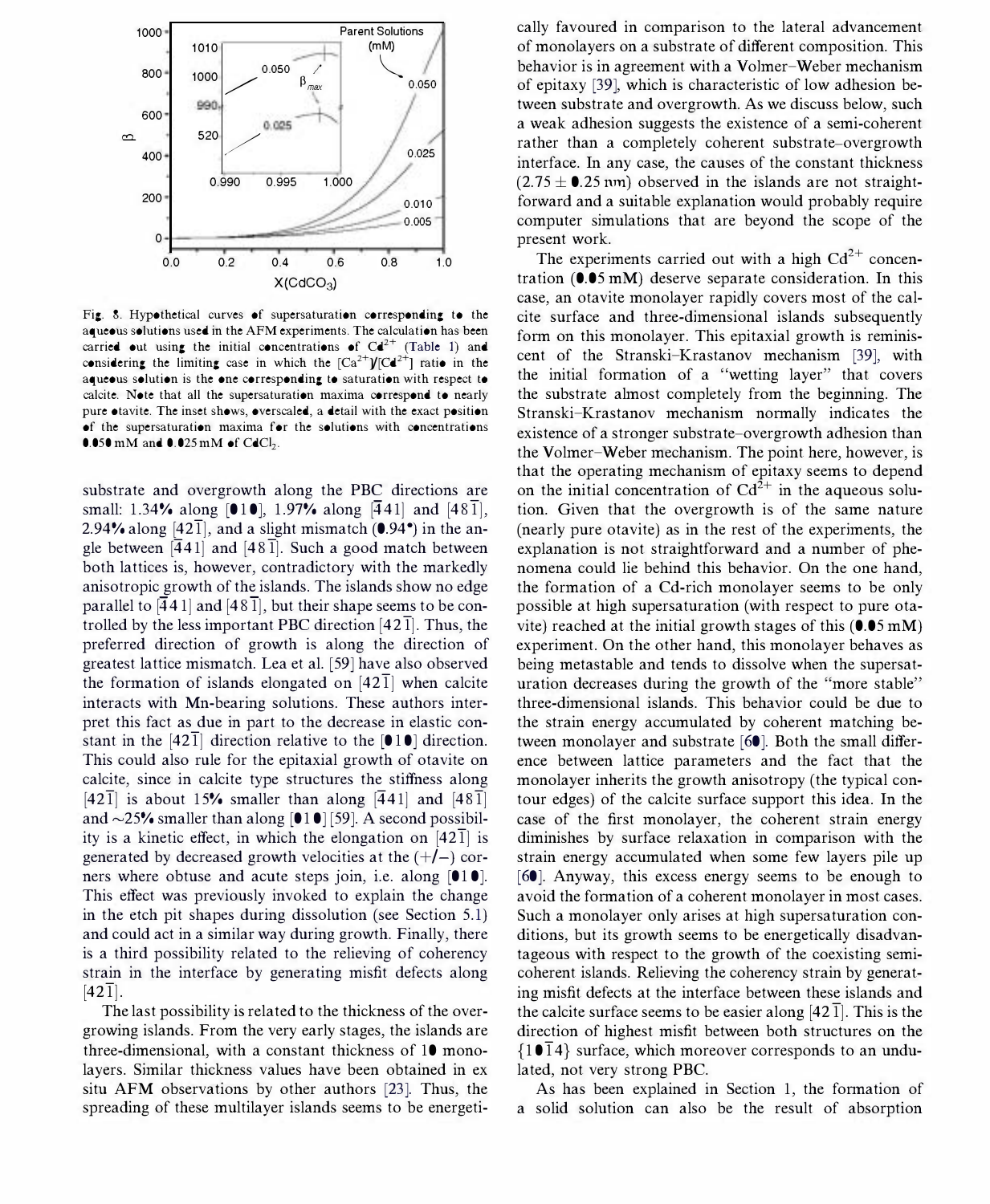Fig. 8. Hypothetical curves of supersaturation corresponding to the aqueous solutions used in the AFM experiments. The calculation has been carried out using the initial concentrations of $Cd^{2+}$ (Table 1) and considering the limiting case in which the $[Ca^{2+}]/[Cd^{2+}]$ ratio in the aqueous solution is the one corresponding to saturation with respect to calcite. Note that all the supersaturation maxima correspond to nearly pure otavite. The inset shows, overscaled, a detail with the exact position of the supersaturation maxima for the solutions with concentrations 0.050 mM and 0.025 mM of $CdCl_2$.

substrate and overgrowth along the PBC directions are small: 1.34% along [010], 1.97% along [$\bar{4}$41] and [48$\bar{1}$], 2.94% along [42$\bar{1}$], and a slight mismatch (0.94°) in the angle between [$\bar{4}$41] and [48$\bar{1}$]. Such a good match between both lattices is, however, contradictory with the markedly anisotropic growth of the islands. The islands show no edge parallel to [$\bar{4}$41] and [48$\bar{1}$], but their shape seems to be controlled by the less important PBC direction [42$\bar{1}$]. Thus, the preferred direction of growth is along the direction of greatest lattice mismatch. Lea et al. [59] have also observed the formation of islands elongated on [42$\bar{1}$] when calcite interacts with Mn-bearing solutions. These authors interpret this fact as due in part to the decrease in elastic constant in the [42$\bar{1}$] direction relative to the [010] direction. This could also rule for the epitaxial growth of otavite on calcite, since in calcite type structures the stiffness along [42$\bar{1}$] is about 15% smaller than along [$\bar{4}$41] and [48$\bar{1}$] and ~25% smaller than along [010] [59]. A second possibility is a kinetic effect, in which the elongation on [42$\bar{1}$] is generated by decreased growth velocities at the (+/−) corners where obtuse and acute steps join, i.e. along [010]. This effect was previously invoked to explain the change in the etch pit shapes during dissolution (see Section 5.1) and could act in a similar way during growth. Finally, there is a third possibility related to the relieving of coherency strain in the interface by generating misfit defects along [42$\bar{1}$].

The last possibility is related to the thickness of the overgrowing islands. From the very early stages, the islands are three-dimensional, with a constant thickness of 10 monolayers. Similar thickness values have been obtained in ex situ AFM observations by other authors [23]. Thus, the spreading of these multilayer islands seems to be energetically favoured in comparison to the lateral advancement of monolayers on a substrate of different composition. This behavior is in agreement with a Volmer–Weber mechanism of epitaxy [39], which is characteristic of low adhesion between substrate and overgrowth. As we discuss below, such a weak adhesion suggests the existence of a semi-coherent rather than a completely coherent substrate–overgrowth interface. In any case, the causes of the constant thickness (2.75 ± 0.25 nm) observed in the islands are not straightforward and a suitable explanation would probably require computer simulations that are beyond the scope of the present work.

The experiments carried out with a high $Cd^{2+}$ concentration (0.05 mM) deserve separate consideration. In this case, an otavite monolayer rapidly covers most of the calcite surface and three-dimensional islands subsequently form on this monolayer. This epitaxial growth is reminiscent of the Stranski–Krastanov mechanism [39], with the initial formation of a "wetting layer" that covers the substrate almost completely from the beginning. The Stranski–Krastanov mechanism normally indicates the existence of a stronger substrate–overgrowth adhesion than the Volmer–Weber mechanism. The point here, however, is that the operating mechanism of epitaxy seems to depend on the initial concentration of $Cd^{2+}$ in the aqueous solution. Given that the overgrowth is of the same nature (nearly pure otavite) as in the rest of the experiments, the explanation is not straightforward and a number of phenomena could lie behind this behavior. On the one hand, the formation of a Cd-rich monolayer seems to be only possible at high supersaturation (with respect to pure otavite) reached at the initial growth stages of this (0.05 mM) experiment. On the other hand, this monolayer behaves as being metastable and tends to dissolve when the supersaturation decreases during the growth of the "more stable" three-dimensional islands. This behavior could be due to the strain energy accumulated by coherent matching between monolayer and substrate [60]. Both the small difference between lattice parameters and the fact that the monolayer inherits the growth anisotropy (the typical contour edges) of the calcite surface support this idea. In the case of the first monolayer, the coherent strain energy diminishes by surface relaxation in comparison with the strain energy accumulated when some few layers pile up [60]. Anyway, this excess energy seems to be enough to avoid the formation of a coherent monolayer in most cases. Such a monolayer only arises at high supersaturation conditions, but its growth seems to be energetically disadvantageous with respect to the growth of the coexisting semi-coherent islands. Relieving the coherency strain by generating misfit defects at the interface between these islands and the calcite surface seems to be easier along [42$\bar{1}$]. This is the direction of highest misfit between both structures on the {10$\bar{1}$4} surface, which moreover corresponds to an undulated, not very strong PBC.

As has been explained in Section 1, the formation of a solid solution can also be the result of absorption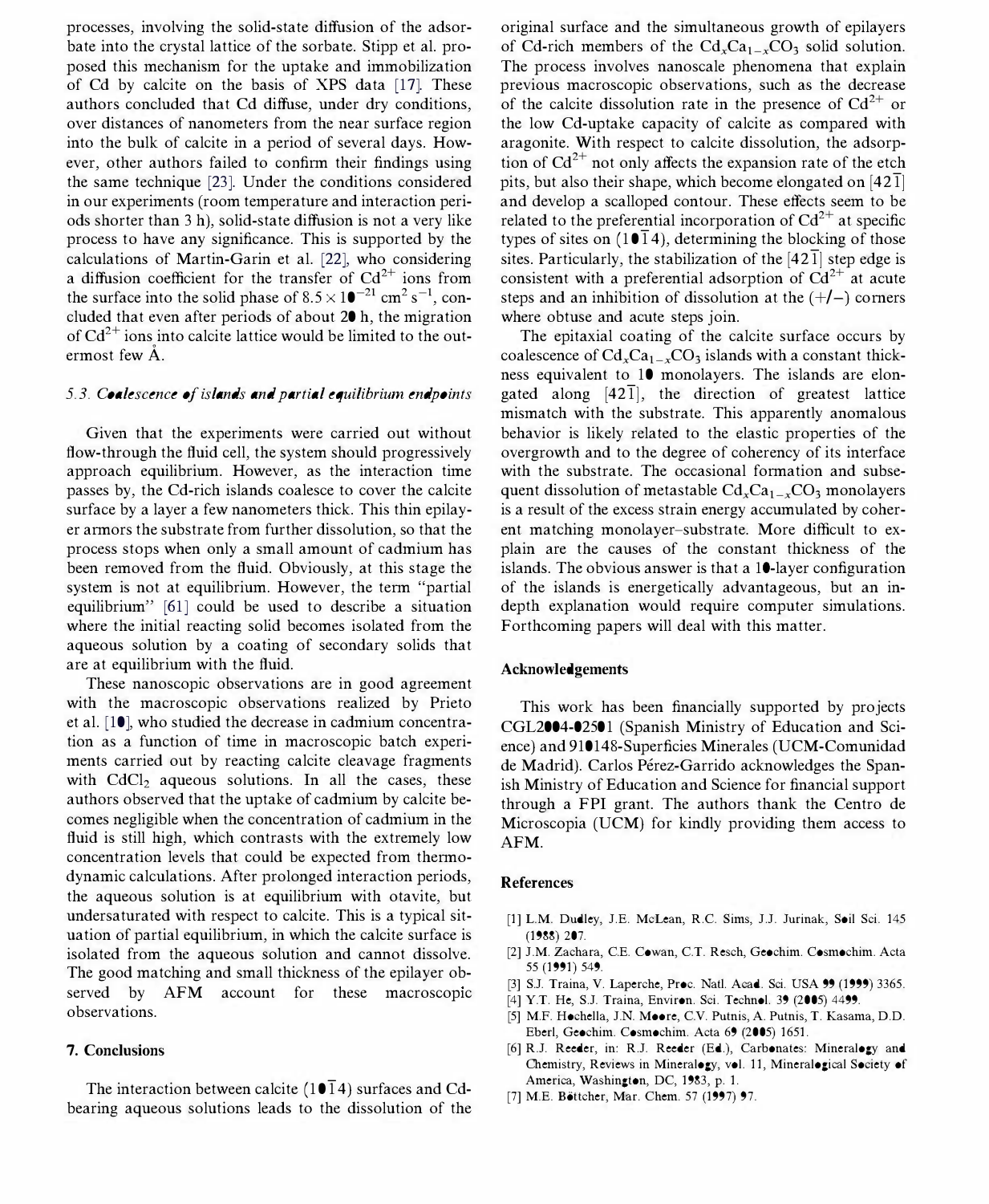processes, involving the solid-state diffusion of the adsorbate into the crystal lattice of the sorbate. Stipp et al. proposed this mechanism for the uptake and immobilization of Cd by calcite on the basis of XPS data [17]. These authors concluded that Cd diffuse, under dry conditions, over distances of nanometers from the near surface region into the bulk of calcite in a period of several days. However, other authors failed to confirm their findings using the same technique [23]. Under the conditions considered in our experiments (room temperature and interaction periods shorter than 3 h), solid-state diffusion is not a very like process to have any significance. This is supported by the calculations of Martin-Garin et al. [22], who considering a diffusion coefficient for the transfer of $Cd^{2+}$ ions from the surface into the solid phase of $8.5 \times 10^{-21}$ cm$^2$ s$^{-1}$, concluded that even after periods of about 20 h, the migration of $Cd^{2+}$ ions into calcite lattice would be limited to the outermost few Å.

### 5.3. *Coalescence of islands and partial equilibrium endpoints*

Given that the experiments were carried out without flow-through the fluid cell, the system should progressively approach equilibrium. However, as the interaction time passes by, the Cd-rich islands coalesce to cover the calcite surface by a layer a few nanometers thick. This thin epilayer armors the substrate from further dissolution, so that the process stops when only a small amount of cadmium has been removed from the fluid. Obviously, at this stage the system is not at equilibrium. However, the term "partial equilibrium" [61] could be used to describe a situation where the initial reacting solid becomes isolated from the aqueous solution by a coating of secondary solids that are at equilibrium with the fluid.

These nanoscopic observations are in good agreement with the macroscopic observations realized by Prieto et al. [10], who studied the decrease in cadmium concentration as a function of time in macroscopic batch experiments carried out by reacting calcite cleavage fragments with $CdCl_2$ aqueous solutions. In all the cases, these authors observed that the uptake of cadmium by calcite becomes negligible when the concentration of cadmium in the fluid is still high, which contrasts with the extremely low concentration levels that could be expected from thermodynamic calculations. After prolonged interaction periods, the aqueous solution is at equilibrium with otavite, but undersaturated with respect to calcite. This is a typical situation of partial equilibrium, in which the calcite surface is isolated from the aqueous solution and cannot dissolve. The good matching and small thickness of the epilayer observed by AFM account for these macroscopic observations.

## 7. Conclusions

The interaction between calcite $(10\bar{1}4)$ surfaces and Cd-bearing aqueous solutions leads to the dissolution of the original surface and the simultaneous growth of epilayers of Cd-rich members of the $Cd_xCa_{1-x}CO_3$ solid solution. The process involves nanoscale phenomena that explain previous macroscopic observations, such as the decrease of the calcite dissolution rate in the presence of $Cd^{2+}$ or the low Cd-uptake capacity of calcite as compared with aragonite. With respect to calcite dissolution, the adsorption of $Cd^{2+}$ not only affects the expansion rate of the etch pits, but also their shape, which become elongated on $[42\bar{1}]$ and develop a scalloped contour. These effects seem to be related to the preferential incorporation of $Cd^{2+}$ at specific types of sites on $(10\bar{1}4)$, determining the blocking of those sites. Particularly, the stabilization of the $[42\bar{1}]$ step edge is consistent with a preferential adsorption of $Cd^{2+}$ at acute steps and an inhibition of dissolution at the (+/−) corners where obtuse and acute steps join.

The epitaxial coating of the calcite surface occurs by coalescence of $Cd_xCa_{1-x}CO_3$ islands with a constant thickness equivalent to 10 monolayers. The islands are elongated along $[42\bar{1}]$, the direction of greatest lattice mismatch with the substrate. This apparently anomalous behavior is likely related to the elastic properties of the overgrowth and to the degree of coherency of its interface with the substrate. The occasional formation and subsequent dissolution of metastable $Cd_xCa_{1-x}CO_3$ monolayers is a result of the excess strain energy accumulated by coherent matching monolayer–substrate. More difficult to explain are the causes of the constant thickness of the islands. The obvious answer is that a 10-layer configuration of the islands is energetically advantageous, but an in-depth explanation would require computer simulations. Forthcoming papers will deal with this matter.

## Acknowledgements

This work has been financially supported by projects CGL2004-02501 (Spanish Ministry of Education and Science) and 910148-Superficies Minerales (UCM-Comunidad de Madrid). Carlos Pérez-Garrido acknowledges the Spanish Ministry of Education and Science for financial support through a FPI grant. The authors thank the Centro de Microscopia (UCM) for kindly providing them access to AFM.

## References

[1] L.M. Dudley, J.E. McLean, R.C. Sims, J.J. Jurinak, Soil Sci. 145 (1988) 207.
[2] J.M. Zachara, C.E. Cowan, C.T. Resch, Geochim. Cosmochim. Acta 55 (1991) 549.
[3] S.J. Traina, V. Laperche, Proc. Natl. Acad. Sci. USA 99 (1999) 3365.
[4] Y.T. He, S.J. Traina, Environ. Sci. Technol. 39 (2005) 4499.
[5] M.F. Hochella, J.N. Moore, C.V. Putnis, A. Putnis, T. Kasama, D.D. Eberl, Geochim. Cosmochim. Acta 69 (2005) 1651.
[6] R.J. Reeder, in: R.J. Reeder (Ed.), Carbonates: Mineralogy and Chemistry, Reviews in Mineralogy, vol. 11, Mineralogical Society of America, Washington, DC, 1983, p. 1.
[7] M.E. Böttcher, Mar. Chem. 57 (1997) 97.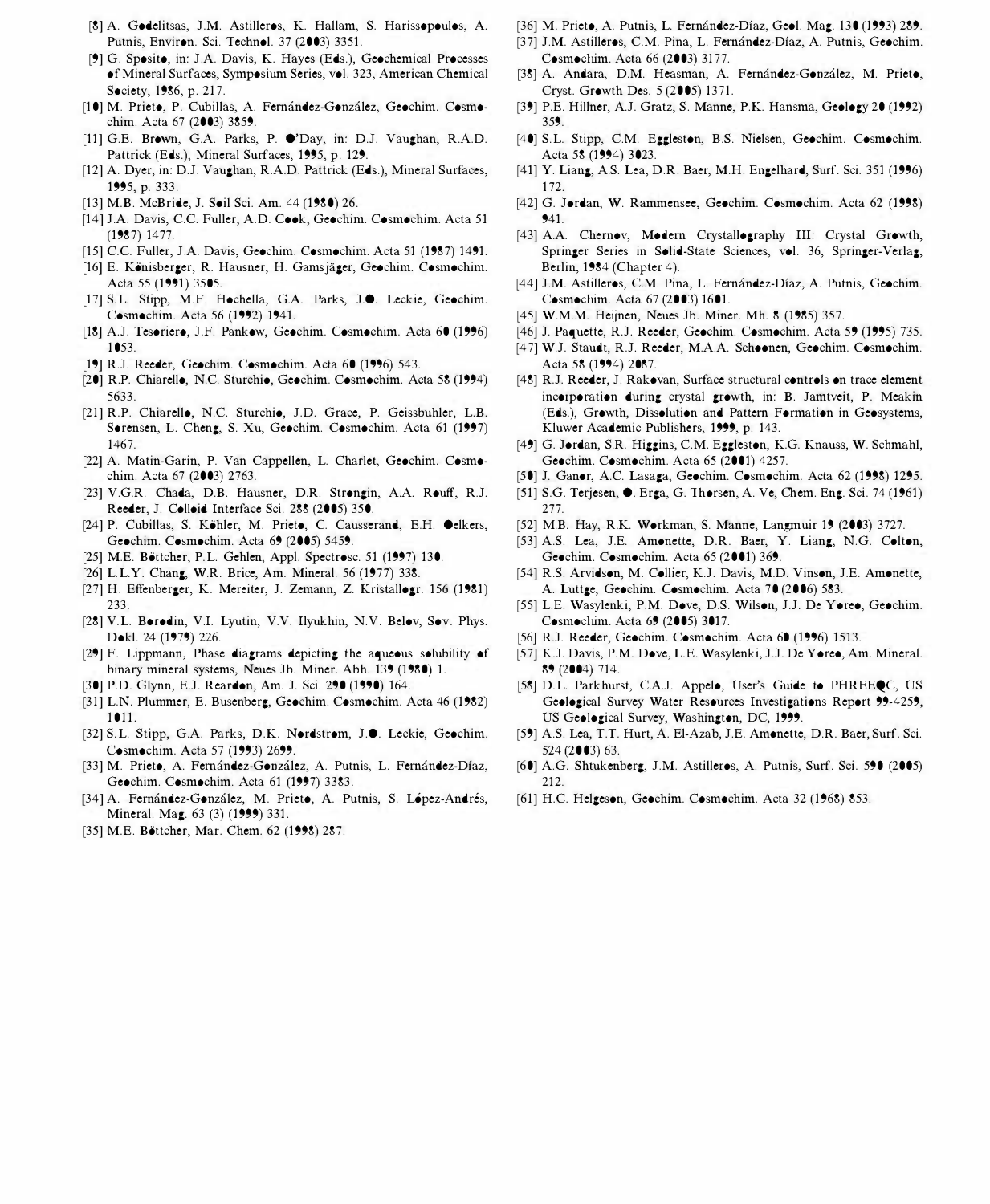[8] A. Godelitsas, J.M. Astilleros, K. Hallam, S. Harissopoulos, A. Putnis, Environ. Sci. Technol. 37 (2003) 3351.

[9] G. Sposito, in: J.A. Davis, K. Hayes (Eds.), Geochemical Processes of Mineral Surfaces, Symposium Series, vol. 323, American Chemical Society, 1986, p. 217.

[10] M. Prieto, P. Cubillas, A. Fernández-González, Geochim. Cosmochim. Acta 67 (2003) 3859.

[11] G.E. Brown, G.A. Parks, P. O'Day, in: D.J. Vaughan, R.A.D. Pattrick (Eds.), Mineral Surfaces, 1995, p. 129.

[12] A. Dyer, in: D.J. Vaughan, R.A.D. Pattrick (Eds.), Mineral Surfaces, 1995, p. 333.

[13] M.B. McBride, J. Soil Sci. Am. 44 (1980) 26.

[14] J.A. Davis, C.C. Fuller, A.D. Cook, Geochim. Cosmochim. Acta 51 (1987) 1477.

[15] C.C. Fuller, J.A. Davis, Geochim. Cosmochim. Acta 51 (1987) 1491.

[16] E. Könisberger, R. Hausner, H. Gamsjäger, Geochim. Cosmochim. Acta 55 (1991) 3505.

[17] S.L. Stipp, M.F. Hochella, G.A. Parks, J.O. Leckie, Geochim. Cosmochim. Acta 56 (1992) 1941.

[18] A.J. Tesoriero, J.F. Pankow, Geochim. Cosmochim. Acta 60 (1996) 1053.

[19] R.J. Reeder, Geochim. Cosmochim. Acta 60 (1996) 543.

[20] R.P. Chiarello, N.C. Sturchio, Geochim. Cosmochim. Acta 58 (1994) 5633.

[21] R.P. Chiarello, N.C. Sturchio, J.D. Grace, P. Geissbuhler, L.B. Sorensen, L. Cheng, S. Xu, Geochim. Cosmochim. Acta 61 (1997) 1467.

[22] A. Matin-Garin, P. Van Cappellen, L. Charlet, Geochim. Cosmochim. Acta 67 (2003) 2763.

[23] V.G.R. Chada, D.B. Hausner, D.R. Strongin, A.A. Rouff, R.J. Reeder, J. Colloid Interface Sci. 288 (2005) 350.

[24] P. Cubillas, S. Köhler, M. Prieto, C. Causserand, E.H. Oelkers, Geochim. Cosmochim. Acta 69 (2005) 5459.

[25] M.E. Böttcher, P.L. Gehlen, Appl. Spectrosc. 51 (1997) 130.

[26] L.L.Y. Chang, W.R. Brice, Am. Mineral. 56 (1977) 338.

[27] H. Effenberger, K. Mereiter, J. Zemann, Z. Kristallogr. 156 (1981) 233.

[28] V.L. Borodin, V.I. Lyutin, V.V. Ilyukhin, N.V. Belov, Sov. Phys. Dokl. 24 (1979) 226.

[29] F. Lippmann, Phase diagrams depicting the aqueous solubility of binary mineral systems, Neues Jb. Miner. Abh. 139 (1980) 1.

[30] P.D. Glynn, E.J. Reardon, Am. J. Sci. 290 (1990) 164.

[31] L.N. Plummer, E. Busenberg, Geochim. Cosmochim. Acta 46 (1982) 1011.

[32] S.L. Stipp, G.A. Parks, D.K. Nordstrom, J.O. Leckie, Geochim. Cosmochim. Acta 57 (1993) 2699.

[33] M. Prieto, A. Fernández-González, A. Putnis, L. Fernández-Díaz, Geochim. Cosmochim. Acta 61 (1997) 3383.

[34] A. Fernández-González, M. Prieto, A. Putnis, S. López-Andrés, Mineral. Mag. 63 (3) (1999) 331.

[35] M.E. Böttcher, Mar. Chem. 62 (1998) 287.

[36] M. Prieto, A. Putnis, L. Fernández-Díaz, Geol. Mag. 130 (1993) 289.

[37] J.M. Astilleros, C.M. Pina, L. Fernández-Díaz, A. Putnis, Geochim. Cosmochim. Acta 66 (2003) 3177.

[38] A. Andara, D.M. Heasman, A. Fernández-González, M. Prieto, Cryst. Growth Des. 5 (2005) 1371.

[39] P.E. Hillner, A.J. Gratz, S. Manne, P.K. Hansma, Geology 20 (1992) 359.

[40] S.L. Stipp, C.M. Eggleston, B.S. Nielsen, Geochim. Cosmochim. Acta 58 (1994) 3023.

[41] Y. Liang, A.S. Lea, D.R. Baer, M.H. Engelhard, Surf. Sci. 351 (1996) 172.

[42] G. Jordan, W. Rammensee, Geochim. Cosmochim. Acta 62 (1998) 941.

[43] A.A. Chernov, Modern Crystallography III: Crystal Growth, Springer Series in Solid-State Sciences, vol. 36, Springer-Verlag, Berlin, 1984 (Chapter 4).

[44] J.M. Astilleros, C.M. Pina, L. Fernández-Díaz, A. Putnis, Geochim. Cosmochim. Acta 67 (2003) 1601.

[45] W.M.M. Heijnen, Neues Jb. Miner. Mh. 8 (1985) 357.

[46] J. Paquette, R.J. Reeder, Geochim. Cosmochim. Acta 59 (1995) 735.

[47] W.J. Staudt, R.J. Reeder, M.A.A. Schoonen, Geochim. Cosmochim. Acta 58 (1994) 2087.

[48] R.J. Reeder, J. Rakovan, Surface structural controls on trace element incorporation during crystal growth, in: B. Jamtveit, P. Meakin (Eds.), Growth, Dissolution and Pattern Formation in Geosystems, Kluwer Academic Publishers, 1999, p. 143.

[49] G. Jordan, S.R. Higgins, C.M. Eggleston, K.G. Knauss, W. Schmahl, Geochim. Cosmochim. Acta 65 (2001) 4257.

[50] J. Ganor, A.C. Lasaga, Geochim. Cosmochim. Acta 62 (1998) 1295.

[51] S.G. Terjesen, O. Erga, G. Thorsen, A. Ve, Chem. Eng. Sci. 74 (1961) 277.

[52] M.B. Hay, R.K. Workman, S. Manne, Langmuir 19 (2003) 3727.

[53] A.S. Lea, J.E. Amonette, D.R. Baer, Y. Liang, N.G. Colton, Geochim. Cosmochim. Acta 65 (2001) 369.

[54] R.S. Arvidson, M. Collier, K.J. Davis, M.D. Vinson, J.E. Amonette, A. Luttge, Geochim. Cosmochim. Acta 70 (2006) 583.

[55] L.E. Wasylenki, P.M. Dove, D.S. Wilson, J.J. De Yoreo, Geochim. Cosmochim. Acta 69 (2005) 3017.

[56] R.J. Reeder, Geochim. Cosmochim. Acta 60 (1996) 1513.

[57] K.J. Davis, P.M. Dove, L.E. Wasylenki, J.J. De Yoreo, Am. Mineral. 89 (2004) 714.

[58] D.L. Parkhurst, C.A.J. Appelo, User's Guide to PHREEQC, US Geological Survey Water Resources Investigations Report 99-4259, US Geological Survey, Washington, DC, 1999.

[59] A.S. Lea, T.T. Hurt, A. El-Azab, J.E. Amonette, D.R. Baer, Surf. Sci. 524 (2003) 63.

[60] A.G. Shtukenberg, J.M. Astilleros, A. Putnis, Surf. Sci. 590 (2005) 212.

[61] H.C. Helgeson, Geochim. Cosmochim. Acta 32 (1968) 853.